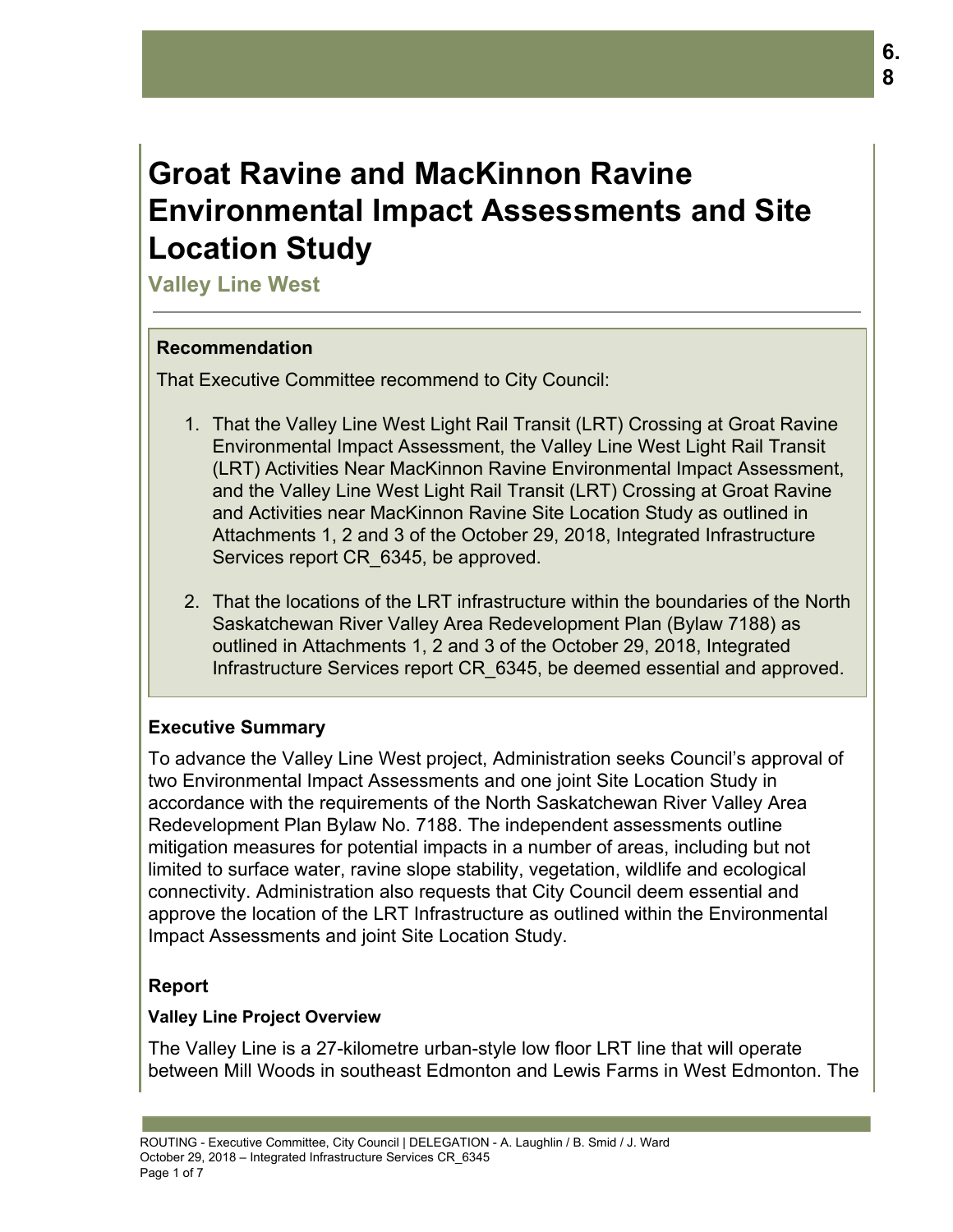6.8

# Groat Ravine and MacKinnon Ravine Environmental Impact Assessments and Site Location Study

## Valley Line West

### Recommendation

That Executive Committee recommend to City Council:

1. That the Valley Line West Light Rail Transit (LRT) Crossing at Groat Ravine Environmental Impact Assessment, the Valley Line West Light Rail Transit (LRT) Activities Near MacKinnon Ravine Environmental Impact Assessment, and the Valley Line West Light Rail Transit (LRT) Crossing at Groat Ravine and Activities near MacKinnon Ravine Site Location Study as outlined in Attachments 1, 2 and 3 of the October 29, 2018, Integrated Infrastructure Services report CR_6345, be approved.
2. That the locations of the LRT infrastructure within the boundaries of the North Saskatchewan River Valley Area Redevelopment Plan (Bylaw 7188) as outlined in Attachments 1, 2 and 3 of the October 29, 2018, Integrated Infrastructure Services report CR_6345, be deemed essential and approved.

### Executive Summary

To advance the Valley Line West project, Administration seeks Council's approval of two Environmental Impact Assessments and one joint Site Location Study in accordance with the requirements of the North Saskatchewan River Valley Area Redevelopment Plan Bylaw No. 7188. The independent assessments outline mitigation measures for potential impacts in a number of areas, including but not limited to surface water, ravine slope stability, vegetation, wildlife and ecological connectivity. Administration also requests that City Council deem essential and approve the location of the LRT Infrastructure as outlined within the Environmental Impact Assessments and joint Site Location Study.

### Report

**Valley Line Project Overview**

The Valley Line is a 27-kilometre urban-style low floor LRT line that will operate between Mill Woods in southeast Edmonton and Lewis Farms in West Edmonton. The

ROUTING - Executive Committee, City Council | DELEGATION - A. Laughlin / B. Smid / J. Ward
October 29, 2018 – Integrated Infrastructure Services CR_6345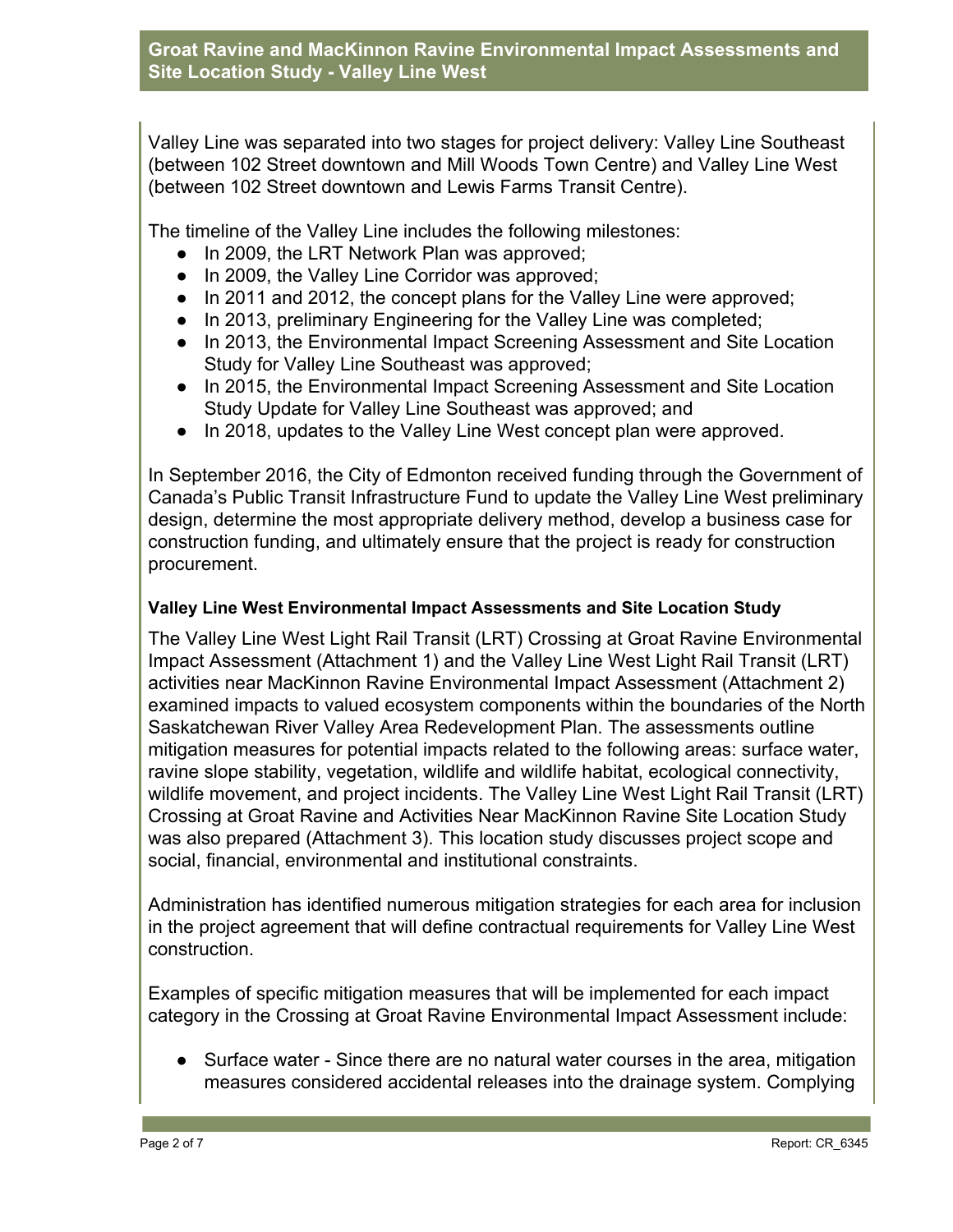Valley Line was separated into two stages for project delivery: Valley Line Southeast (between 102 Street downtown and Mill Woods Town Centre) and Valley Line West (between 102 Street downtown and Lewis Farms Transit Centre).

The timeline of the Valley Line includes the following milestones:

- In 2009, the LRT Network Plan was approved;
- In 2009, the Valley Line Corridor was approved;
- In 2011 and 2012, the concept plans for the Valley Line were approved;
- In 2013, preliminary Engineering for the Valley Line was completed;
- In 2013, the Environmental Impact Screening Assessment and Site Location Study for Valley Line Southeast was approved;
- In 2015, the Environmental Impact Screening Assessment and Site Location Study Update for Valley Line Southeast was approved; and
- In 2018, updates to the Valley Line West concept plan were approved.

In September 2016, the City of Edmonton received funding through the Government of Canada's Public Transit Infrastructure Fund to update the Valley Line West preliminary design, determine the most appropriate delivery method, develop a business case for construction funding, and ultimately ensure that the project is ready for construction procurement.

**Valley Line West Environmental Impact Assessments and Site Location Study**

The Valley Line West Light Rail Transit (LRT) Crossing at Groat Ravine Environmental Impact Assessment (Attachment 1) and the Valley Line West Light Rail Transit (LRT) activities near MacKinnon Ravine Environmental Impact Assessment (Attachment 2) examined impacts to valued ecosystem components within the boundaries of the North Saskatchewan River Valley Area Redevelopment Plan. The assessments outline mitigation measures for potential impacts related to the following areas: surface water, ravine slope stability, vegetation, wildlife and wildlife habitat, ecological connectivity, wildlife movement, and project incidents. The Valley Line West Light Rail Transit (LRT) Crossing at Groat Ravine and Activities Near MacKinnon Ravine Site Location Study was also prepared (Attachment 3). This location study discusses project scope and social, financial, environmental and institutional constraints.

Administration has identified numerous mitigation strategies for each area for inclusion in the project agreement that will define contractual requirements for Valley Line West construction.

Examples of specific mitigation measures that will be implemented for each impact category in the Crossing at Groat Ravine Environmental Impact Assessment include:

- Surface water - Since there are no natural water courses in the area, mitigation measures considered accidental releases into the drainage system. Complying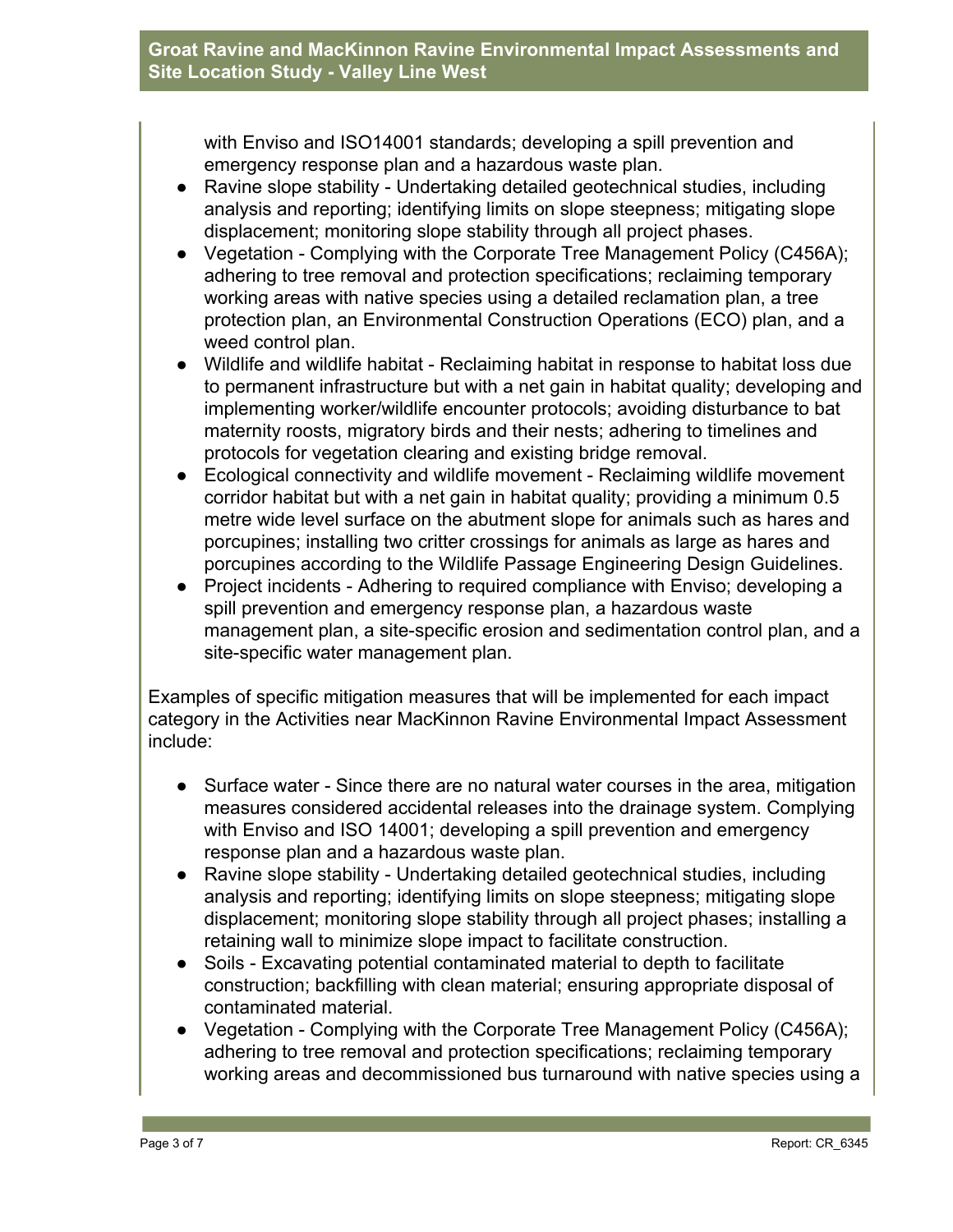with Enviso and ISO14001 standards; developing a spill prevention and emergency response plan and a hazardous waste plan.

- Ravine slope stability - Undertaking detailed geotechnical studies, including analysis and reporting; identifying limits on slope steepness; mitigating slope displacement; monitoring slope stability through all project phases.
- Vegetation - Complying with the Corporate Tree Management Policy (C456A); adhering to tree removal and protection specifications; reclaiming temporary working areas with native species using a detailed reclamation plan, a tree protection plan, an Environmental Construction Operations (ECO) plan, and a weed control plan.
- Wildlife and wildlife habitat - Reclaiming habitat in response to habitat loss due to permanent infrastructure but with a net gain in habitat quality; developing and implementing worker/wildlife encounter protocols; avoiding disturbance to bat maternity roosts, migratory birds and their nests; adhering to timelines and protocols for vegetation clearing and existing bridge removal.
- Ecological connectivity and wildlife movement - Reclaiming wildlife movement corridor habitat but with a net gain in habitat quality; providing a minimum 0.5 metre wide level surface on the abutment slope for animals such as hares and porcupines; installing two critter crossings for animals as large as hares and porcupines according to the Wildlife Passage Engineering Design Guidelines.
- Project incidents - Adhering to required compliance with Enviso; developing a spill prevention and emergency response plan, a hazardous waste management plan, a site-specific erosion and sedimentation control plan, and a site-specific water management plan.

Examples of specific mitigation measures that will be implemented for each impact category in the Activities near MacKinnon Ravine Environmental Impact Assessment include:

- Surface water - Since there are no natural water courses in the area, mitigation measures considered accidental releases into the drainage system. Complying with Enviso and ISO 14001; developing a spill prevention and emergency response plan and a hazardous waste plan.
- Ravine slope stability - Undertaking detailed geotechnical studies, including analysis and reporting; identifying limits on slope steepness; mitigating slope displacement; monitoring slope stability through all project phases; installing a retaining wall to minimize slope impact to facilitate construction.
- Soils - Excavating potential contaminated material to depth to facilitate construction; backfilling with clean material; ensuring appropriate disposal of contaminated material.
- Vegetation - Complying with the Corporate Tree Management Policy (C456A); adhering to tree removal and protection specifications; reclaiming temporary working areas and decommissioned bus turnaround with native species using a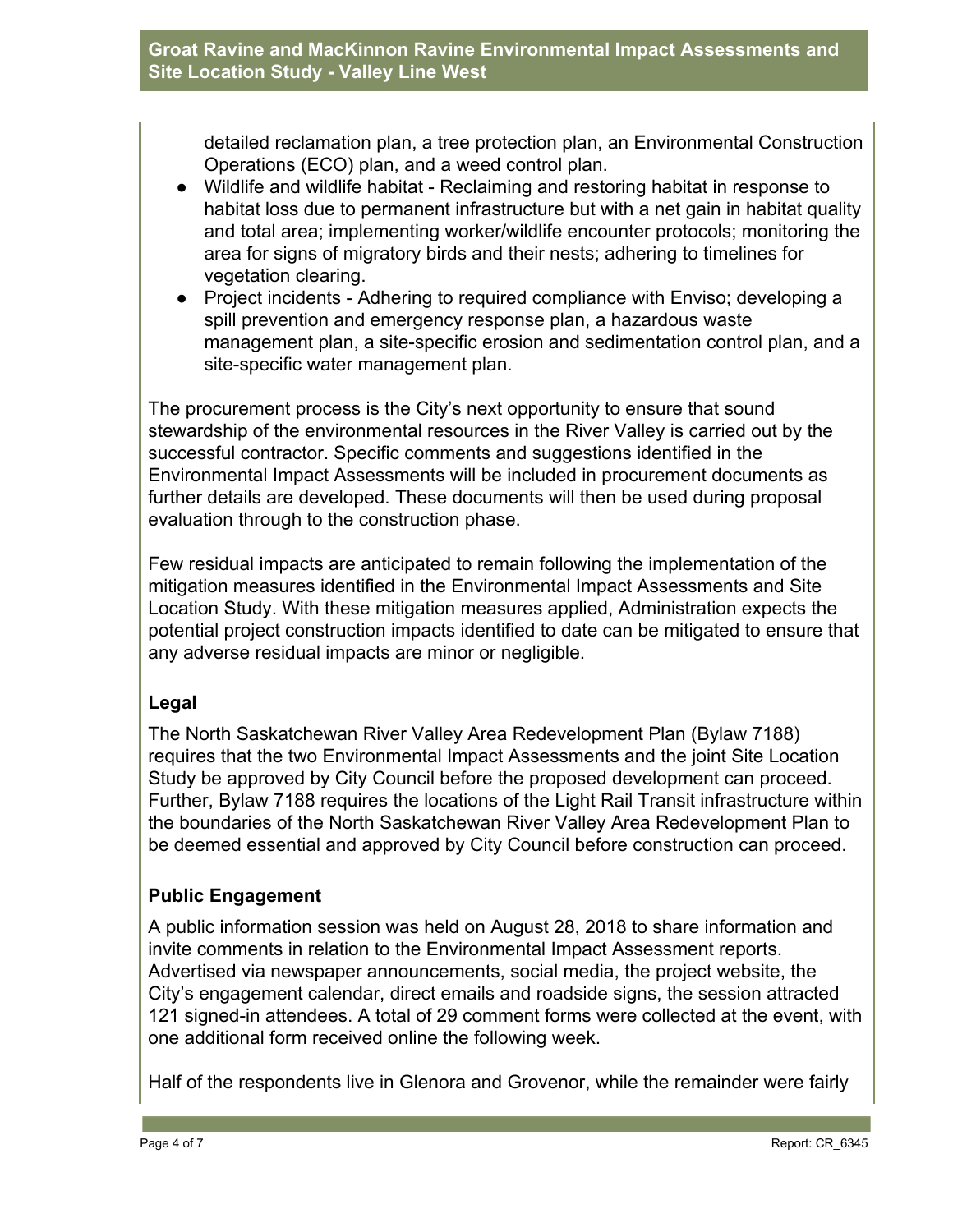detailed reclamation plan, a tree protection plan, an Environmental Construction Operations (ECO) plan, and a weed control plan.

- Wildlife and wildlife habitat - Reclaiming and restoring habitat in response to habitat loss due to permanent infrastructure but with a net gain in habitat quality and total area; implementing worker/wildlife encounter protocols; monitoring the area for signs of migratory birds and their nests; adhering to timelines for vegetation clearing.
- Project incidents - Adhering to required compliance with Enviso; developing a spill prevention and emergency response plan, a hazardous waste management plan, a site-specific erosion and sedimentation control plan, and a site-specific water management plan.

The procurement process is the City's next opportunity to ensure that sound stewardship of the environmental resources in the River Valley is carried out by the successful contractor. Specific comments and suggestions identified in the Environmental Impact Assessments will be included in procurement documents as further details are developed. These documents will then be used during proposal evaluation through to the construction phase.

Few residual impacts are anticipated to remain following the implementation of the mitigation measures identified in the Environmental Impact Assessments and Site Location Study. With these mitigation measures applied, Administration expects the potential project construction impacts identified to date can be mitigated to ensure that any adverse residual impacts are minor or negligible.

## Legal

The North Saskatchewan River Valley Area Redevelopment Plan (Bylaw 7188) requires that the two Environmental Impact Assessments and the joint Site Location Study be approved by City Council before the proposed development can proceed. Further, Bylaw 7188 requires the locations of the Light Rail Transit infrastructure within the boundaries of the North Saskatchewan River Valley Area Redevelopment Plan to be deemed essential and approved by City Council before construction can proceed.

## Public Engagement

A public information session was held on August 28, 2018 to share information and invite comments in relation to the Environmental Impact Assessment reports. Advertised via newspaper announcements, social media, the project website, the City's engagement calendar, direct emails and roadside signs, the session attracted 121 signed-in attendees. A total of 29 comment forms were collected at the event, with one additional form received online the following week.

Half of the respondents live in Glenora and Grovenor, while the remainder were fairly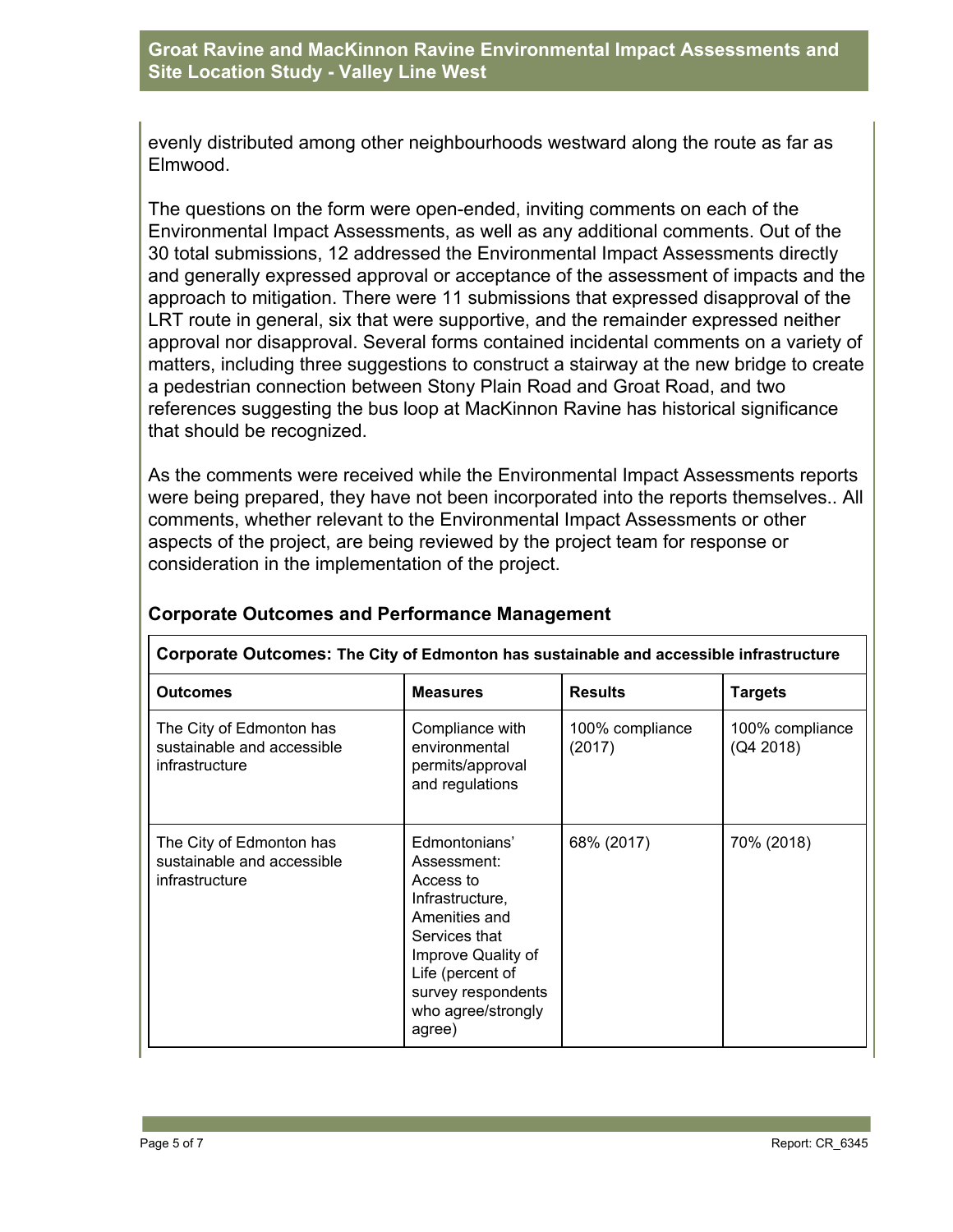evenly distributed among other neighbourhoods westward along the route as far as Elmwood.

The questions on the form were open-ended, inviting comments on each of the Environmental Impact Assessments, as well as any additional comments. Out of the 30 total submissions, 12 addressed the Environmental Impact Assessments directly and generally expressed approval or acceptance of the assessment of impacts and the approach to mitigation. There were 11 submissions that expressed disapproval of the LRT route in general, six that were supportive, and the remainder expressed neither approval nor disapproval. Several forms contained incidental comments on a variety of matters, including three suggestions to construct a stairway at the new bridge to create a pedestrian connection between Stony Plain Road and Groat Road, and two references suggesting the bus loop at MacKinnon Ravine has historical significance that should be recognized.

As the comments were received while the Environmental Impact Assessments reports were being prepared, they have not been incorporated into the reports themselves.. All comments, whether relevant to the Environmental Impact Assessments or other aspects of the project, are being reviewed by the project team for response or consideration in the implementation of the project.

## Corporate Outcomes and Performance Management

| **Corporate Outcomes: The City of Edmonton has sustainable and accessible infrastructure** | | | |
|---|---|---|---|
| **Outcomes** | **Measures** | **Results** | **Targets** |
| The City of Edmonton has sustainable and accessible infrastructure | Compliance with environmental permits/approval and regulations | 100% compliance (2017) | 100% compliance (Q4 2018) |
| The City of Edmonton has sustainable and accessible infrastructure | Edmontonians' Assessment: Access to Infrastructure, Amenities and Services that Improve Quality of Life (percent of survey respondents who agree/strongly agree) | 68% (2017) | 70% (2018) |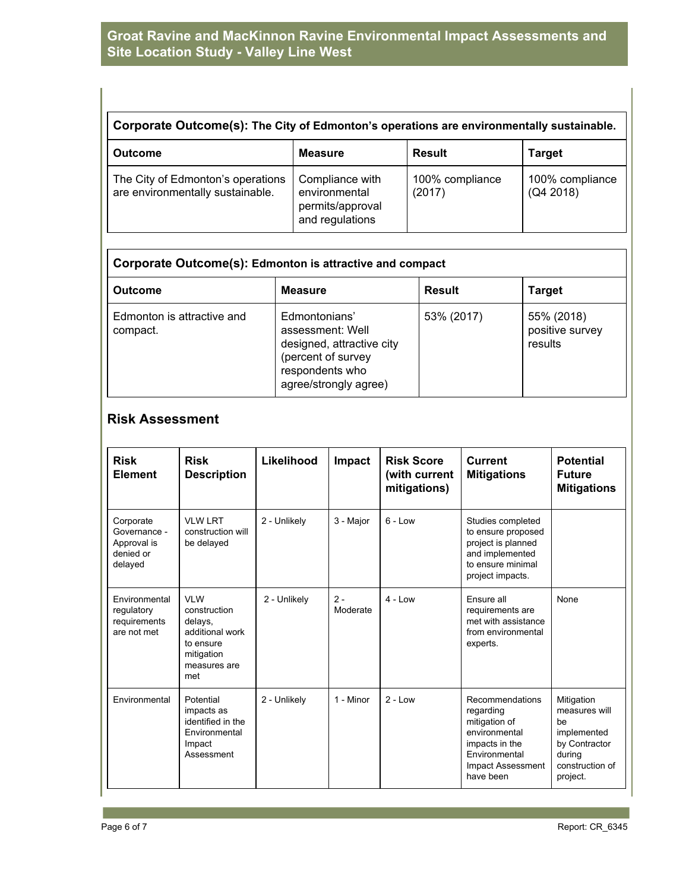| Corporate Outcome(s): The City of Edmonton's operations are environmentally sustainable. | | | |
|---|---|---|---|
| **Outcome** | **Measure** | **Result** | **Target** |
| The City of Edmonton's operations are environmentally sustainable. | Compliance with environmental permits/approval and regulations | 100% compliance (2017) | 100% compliance (Q4 2018) |

| Corporate Outcome(s): Edmonton is attractive and compact | | | |
|---|---|---|---|
| **Outcome** | **Measure** | **Result** | **Target** |
| Edmonton is attractive and compact. | Edmontonians' assessment: Well designed, attractive city (percent of survey respondents who agree/strongly agree) | 53% (2017) | 55% (2018) positive survey results |

## Risk Assessment

| Risk Element | Risk Description | Likelihood | Impact | Risk Score (with current mitigations) | Current Mitigations | Potential Future Mitigations |
|---|---|---|---|---|---|---|
| Corporate Governance - Approval is denied or delayed | VLW LRT construction will be delayed | 2 - Unlikely | 3 - Major | 6 - Low | Studies completed to ensure proposed project is planned and implemented to ensure minimal project impacts. | |
| Environmental regulatory requirements are not met | VLW construction delays, additional work to ensure mitigation measures are met | 2 - Unlikely | 2 - Moderate | 4 - Low | Ensure all requirements are met with assistance from environmental experts. | None |
| Environmental | Potential impacts as identified in the Environmental Impact Assessment | 2 - Unlikely | 1 - Minor | 2 - Low | Recommendations regarding mitigation of environmental impacts in the Environmental Impact Assessment have been | Mitigation measures will be implemented by Contractor during construction of project. |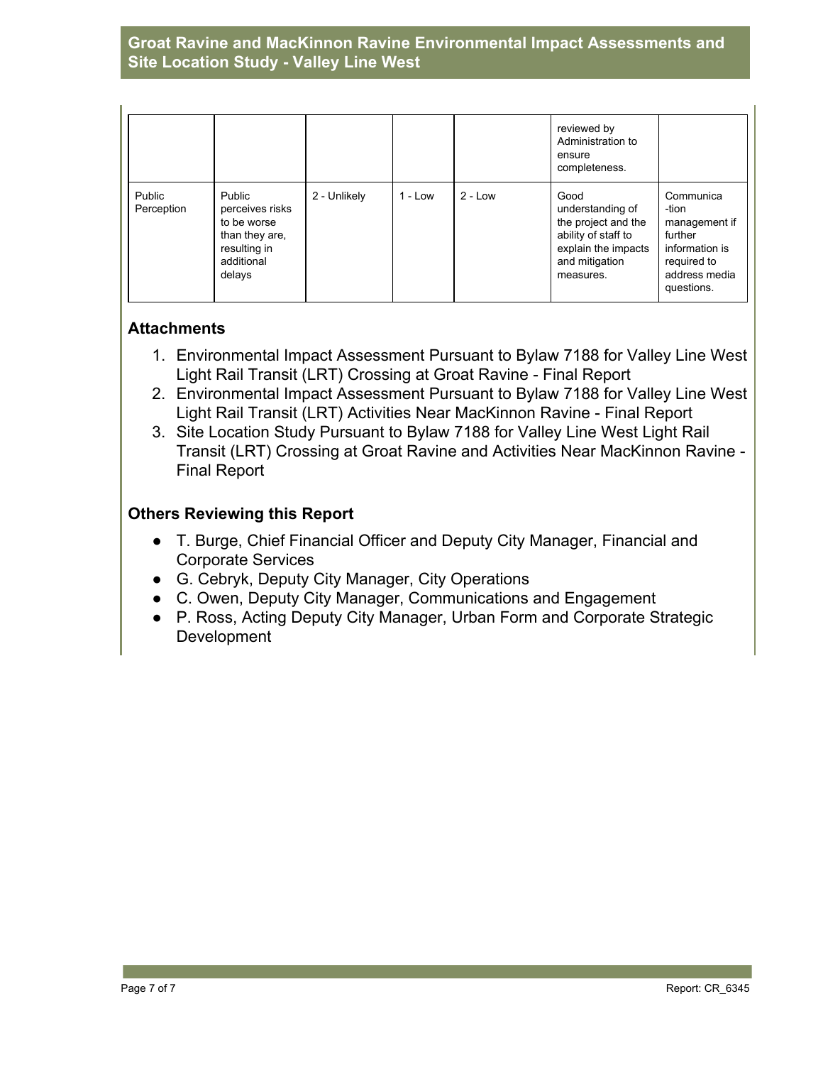| | | | | | | |
|---|---|---|---|---|---|---|
| | | | | | reviewed by Administration to ensure completeness. | |
| Public Perception | Public perceives risks to be worse than they are, resulting in additional delays | 2 - Unlikely | 1 - Low | 2 - Low | Good understanding of the project and the ability of staff to explain the impacts and mitigation measures. | Communication management if further information is required to address media questions. |

## Attachments

1. Environmental Impact Assessment Pursuant to Bylaw 7188 for Valley Line West Light Rail Transit (LRT) Crossing at Groat Ravine - Final Report
2. Environmental Impact Assessment Pursuant to Bylaw 7188 for Valley Line West Light Rail Transit (LRT) Activities Near MacKinnon Ravine - Final Report
3. Site Location Study Pursuant to Bylaw 7188 for Valley Line West Light Rail Transit (LRT) Crossing at Groat Ravine and Activities Near MacKinnon Ravine - Final Report

## Others Reviewing this Report

- T. Burge, Chief Financial Officer and Deputy City Manager, Financial and Corporate Services
- G. Cebryk, Deputy City Manager, City Operations
- C. Owen, Deputy City Manager, Communications and Engagement
- P. Ross, Acting Deputy City Manager, Urban Form and Corporate Strategic Development